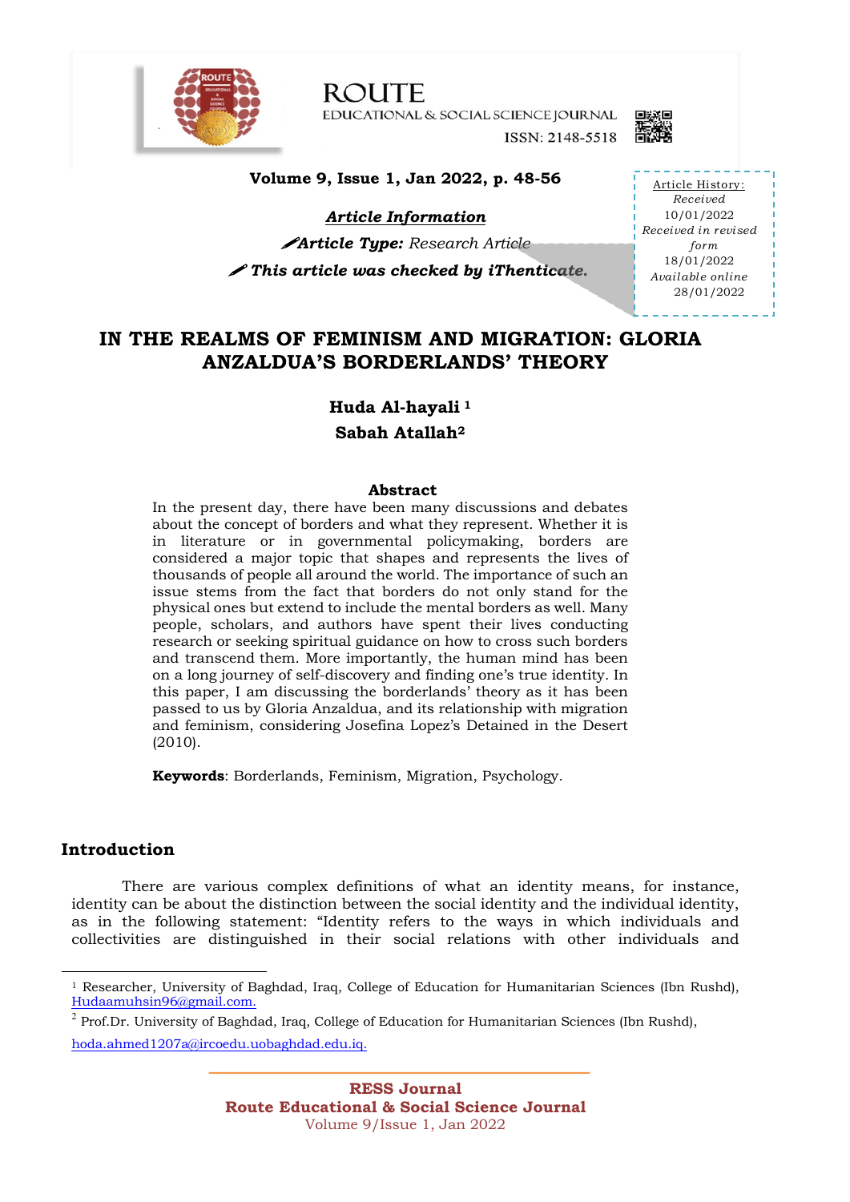**Article Information**

*Article Type:* *Research Article*

***This article was checked by iThenticate.***

Article History:
*Received*
10/01/2022
*Received in revised form*
18/01/2022
*Available online*
28/01/2022

# IN THE REALMS OF FEMINISM AND MIGRATION: GLORIA ANZALDUA'S BORDERLANDS' THEORY

**Huda Al-hayali** [1]

**Sabah Atallah**[2]

### Abstract

In the present day, there have been many discussions and debates about the concept of borders and what they represent. Whether it is in literature or in governmental policymaking, borders are considered a major topic that shapes and represents the lives of thousands of people all around the world. The importance of such an issue stems from the fact that borders do not only stand for the physical ones but extend to include the mental borders as well. Many people, scholars, and authors have spent their lives conducting research or seeking spiritual guidance on how to cross such borders and transcend them. More importantly, the human mind has been on a long journey of self-discovery and finding one's true identity. In this paper, I am discussing the borderlands' theory as it has been passed to us by Gloria Anzaldua, and its relationship with migration and feminism, considering Josefina Lopez's Detained in the Desert (2010).

**Keywords**: Borderlands, Feminism, Migration, Psychology.

## Introduction

There are various complex definitions of what an identity means, for instance, identity can be about the distinction between the social identity and the individual identity, as in the following statement: "Identity refers to the ways in which individuals and collectivities are distinguished in their social relations with other individuals and

---

[1] Researcher, University of Baghdad, Iraq, College of Education for Humanitarian Sciences (Ibn Rushd), Hudaamuhsin96@gmail.com.

[2] Prof.Dr. University of Baghdad, Iraq, College of Education for Humanitarian Sciences (Ibn Rushd), hoda.ahmed1207a@ircoedu.uobaghdad.edu.iq.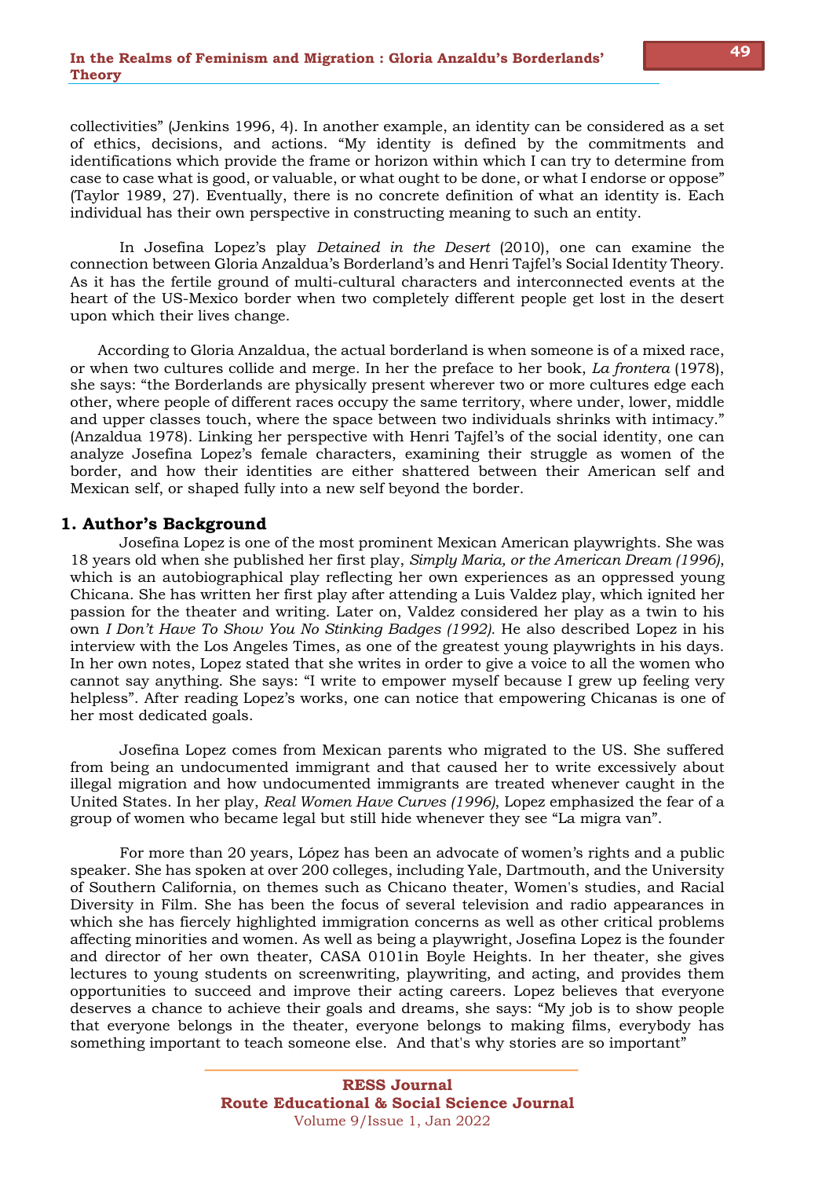collectivities" (Jenkins 1996, 4). In another example, an identity can be considered as a set of ethics, decisions, and actions. "My identity is defined by the commitments and identifications which provide the frame or horizon within which I can try to determine from case to case what is good, or valuable, or what ought to be done, or what I endorse or oppose" (Taylor 1989, 27). Eventually, there is no concrete definition of what an identity is. Each individual has their own perspective in constructing meaning to such an entity.

In Josefina Lopez's play *Detained in the Desert* (2010), one can examine the connection between Gloria Anzaldua's Borderland's and Henri Tajfel's Social Identity Theory. As it has the fertile ground of multi-cultural characters and interconnected events at the heart of the US-Mexico border when two completely different people get lost in the desert upon which their lives change.

According to Gloria Anzaldua, the actual borderland is when someone is of a mixed race, or when two cultures collide and merge. In her the preface to her book, *La frontera* (1978), she says: "the Borderlands are physically present wherever two or more cultures edge each other, where people of different races occupy the same territory, where under, lower, middle and upper classes touch, where the space between two individuals shrinks with intimacy." (Anzaldua 1978). Linking her perspective with Henri Tajfel's of the social identity, one can analyze Josefina Lopez's female characters, examining their struggle as women of the border, and how their identities are either shattered between their American self and Mexican self, or shaped fully into a new self beyond the border.

## 1. Author's Background

Josefina Lopez is one of the most prominent Mexican American playwrights. She was 18 years old when she published her first play, *Simply Maria, or the American Dream (1996)*, which is an autobiographical play reflecting her own experiences as an oppressed young Chicana. She has written her first play after attending a Luis Valdez play, which ignited her passion for the theater and writing. Later on, Valdez considered her play as a twin to his own *I Don't Have To Show You No Stinking Badges (1992)*. He also described Lopez in his interview with the Los Angeles Times, as one of the greatest young playwrights in his days. In her own notes, Lopez stated that she writes in order to give a voice to all the women who cannot say anything. She says: "I write to empower myself because I grew up feeling very helpless". After reading Lopez's works, one can notice that empowering Chicanas is one of her most dedicated goals.

Josefina Lopez comes from Mexican parents who migrated to the US. She suffered from being an undocumented immigrant and that caused her to write excessively about illegal migration and how undocumented immigrants are treated whenever caught in the United States. In her play, *Real Women Have Curves (1996)*, Lopez emphasized the fear of a group of women who became legal but still hide whenever they see "La migra van".

For more than 20 years, López has been an advocate of women's rights and a public speaker. She has spoken at over 200 colleges, including Yale, Dartmouth, and the University of Southern California, on themes such as Chicano theater, Women's studies, and Racial Diversity in Film. She has been the focus of several television and radio appearances in which she has fiercely highlighted immigration concerns as well as other critical problems affecting minorities and women. As well as being a playwright, Josefina Lopez is the founder and director of her own theater, CASA 0101in Boyle Heights. In her theater, she gives lectures to young students on screenwriting, playwriting, and acting, and provides them opportunities to succeed and improve their acting careers. Lopez believes that everyone deserves a chance to achieve their goals and dreams, she says: "My job is to show people that everyone belongs in the theater, everyone belongs to making films, everybody has something important to teach someone else. And that's why stories are so important"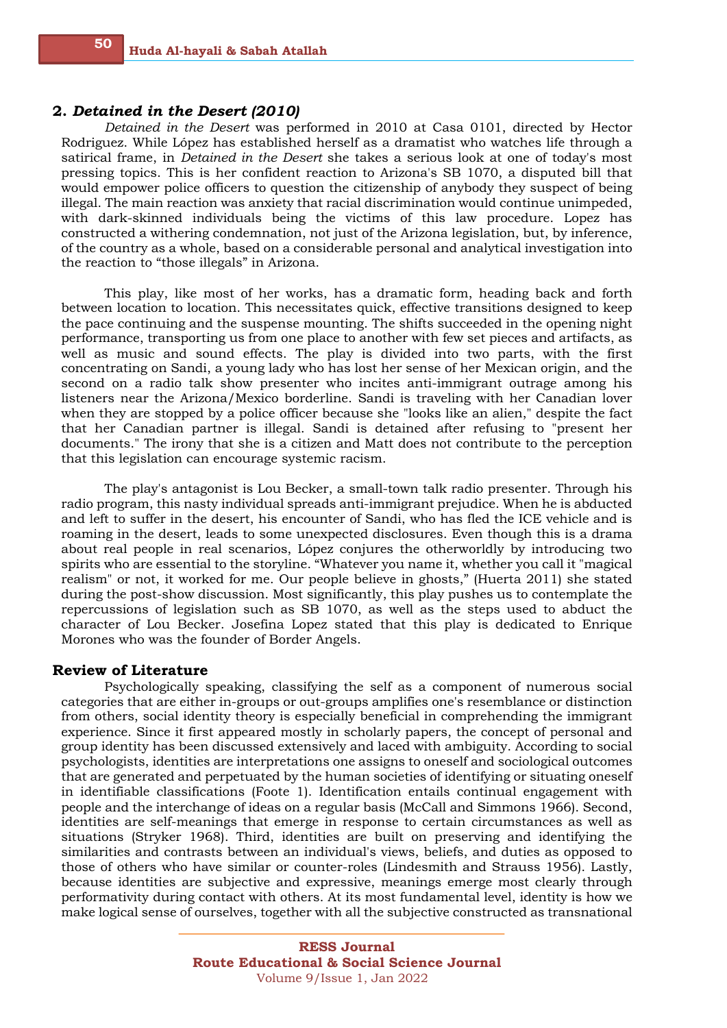## 2. *Detained in the Desert (2010)*

*Detained in the Desert* was performed in 2010 at Casa 0101, directed by Hector Rodriguez. While López has established herself as a dramatist who watches life through a satirical frame, in *Detained in the Desert* she takes a serious look at one of today's most pressing topics. This is her confident reaction to Arizona's SB 1070, a disputed bill that would empower police officers to question the citizenship of anybody they suspect of being illegal. The main reaction was anxiety that racial discrimination would continue unimpeded, with dark-skinned individuals being the victims of this law procedure. Lopez has constructed a withering condemnation, not just of the Arizona legislation, but, by inference, of the country as a whole, based on a considerable personal and analytical investigation into the reaction to "those illegals" in Arizona.

This play, like most of her works, has a dramatic form, heading back and forth between location to location. This necessitates quick, effective transitions designed to keep the pace continuing and the suspense mounting. The shifts succeeded in the opening night performance, transporting us from one place to another with few set pieces and artifacts, as well as music and sound effects. The play is divided into two parts, with the first concentrating on Sandi, a young lady who has lost her sense of her Mexican origin, and the second on a radio talk show presenter who incites anti-immigrant outrage among his listeners near the Arizona/Mexico borderline. Sandi is traveling with her Canadian lover when they are stopped by a police officer because she "looks like an alien," despite the fact that her Canadian partner is illegal. Sandi is detained after refusing to "present her documents." The irony that she is a citizen and Matt does not contribute to the perception that this legislation can encourage systemic racism.

The play's antagonist is Lou Becker, a small-town talk radio presenter. Through his radio program, this nasty individual spreads anti-immigrant prejudice. When he is abducted and left to suffer in the desert, his encounter of Sandi, who has fled the ICE vehicle and is roaming in the desert, leads to some unexpected disclosures. Even though this is a drama about real people in real scenarios, López conjures the otherworldly by introducing two spirits who are essential to the storyline. "Whatever you name it, whether you call it "magical realism" or not, it worked for me. Our people believe in ghosts," (Huerta 2011) she stated during the post-show discussion. Most significantly, this play pushes us to contemplate the repercussions of legislation such as SB 1070, as well as the steps used to abduct the character of Lou Becker. Josefina Lopez stated that this play is dedicated to Enrique Morones who was the founder of Border Angels.

## Review of Literature

Psychologically speaking, classifying the self as a component of numerous social categories that are either in-groups or out-groups amplifies one's resemblance or distinction from others, social identity theory is especially beneficial in comprehending the immigrant experience. Since it first appeared mostly in scholarly papers, the concept of personal and group identity has been discussed extensively and laced with ambiguity. According to social psychologists, identities are interpretations one assigns to oneself and sociological outcomes that are generated and perpetuated by the human societies of identifying or situating oneself in identifiable classifications (Foote 1). Identification entails continual engagement with people and the interchange of ideas on a regular basis (McCall and Simmons 1966). Second, identities are self-meanings that emerge in response to certain circumstances as well as situations (Stryker 1968). Third, identities are built on preserving and identifying the similarities and contrasts between an individual's views, beliefs, and duties as opposed to those of others who have similar or counter-roles (Lindesmith and Strauss 1956). Lastly, because identities are subjective and expressive, meanings emerge most clearly through performativity during contact with others. At its most fundamental level, identity is how we make logical sense of ourselves, together with all the subjective constructed as transnational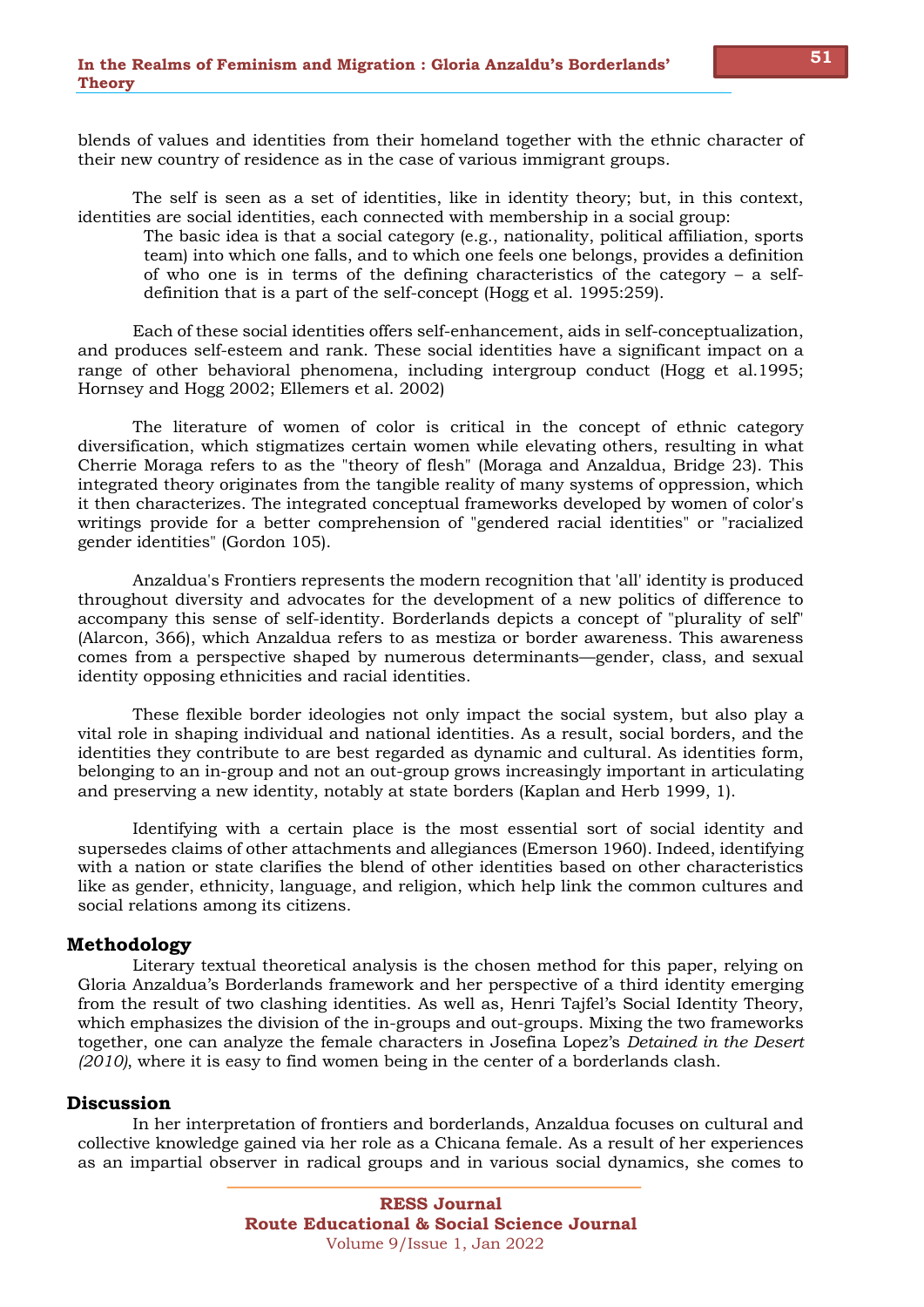blends of values and identities from their homeland together with the ethnic character of their new country of residence as in the case of various immigrant groups.

The self is seen as a set of identities, like in identity theory; but, in this context, identities are social identities, each connected with membership in a social group:

> The basic idea is that a social category (e.g., nationality, political affiliation, sports team) into which one falls, and to which one feels one belongs, provides a definition of who one is in terms of the defining characteristics of the category – a self-definition that is a part of the self-concept (Hogg et al. 1995:259).

Each of these social identities offers self-enhancement, aids in self-conceptualization, and produces self-esteem and rank. These social identities have a significant impact on a range of other behavioral phenomena, including intergroup conduct (Hogg et al.1995; Hornsey and Hogg 2002; Ellemers et al. 2002)

The literature of women of color is critical in the concept of ethnic category diversification, which stigmatizes certain women while elevating others, resulting in what Cherrie Moraga refers to as the "theory of flesh" (Moraga and Anzaldua, Bridge 23). This integrated theory originates from the tangible reality of many systems of oppression, which it then characterizes. The integrated conceptual frameworks developed by women of color's writings provide for a better comprehension of "gendered racial identities" or "racialized gender identities" (Gordon 105).

Anzaldua's Frontiers represents the modern recognition that 'all' identity is produced throughout diversity and advocates for the development of a new politics of difference to accompany this sense of self-identity. Borderlands depicts a concept of "plurality of self" (Alarcon, 366), which Anzaldua refers to as mestiza or border awareness. This awareness comes from a perspective shaped by numerous determinants—gender, class, and sexual identity opposing ethnicities and racial identities.

These flexible border ideologies not only impact the social system, but also play a vital role in shaping individual and national identities. As a result, social borders, and the identities they contribute to are best regarded as dynamic and cultural. As identities form, belonging to an in-group and not an out-group grows increasingly important in articulating and preserving a new identity, notably at state borders (Kaplan and Herb 1999, 1).

Identifying with a certain place is the most essential sort of social identity and supersedes claims of other attachments and allegiances (Emerson 1960). Indeed, identifying with a nation or state clarifies the blend of other identities based on other characteristics like as gender, ethnicity, language, and religion, which help link the common cultures and social relations among its citizens.

## Methodology

Literary textual theoretical analysis is the chosen method for this paper, relying on Gloria Anzaldua's Borderlands framework and her perspective of a third identity emerging from the result of two clashing identities. As well as, Henri Tajfel's Social Identity Theory, which emphasizes the division of the in-groups and out-groups. Mixing the two frameworks together, one can analyze the female characters in Josefina Lopez's *Detained in the Desert (2010)*, where it is easy to find women being in the center of a borderlands clash.

## Discussion

In her interpretation of frontiers and borderlands, Anzaldua focuses on cultural and collective knowledge gained via her role as a Chicana female. As a result of her experiences as an impartial observer in radical groups and in various social dynamics, she comes to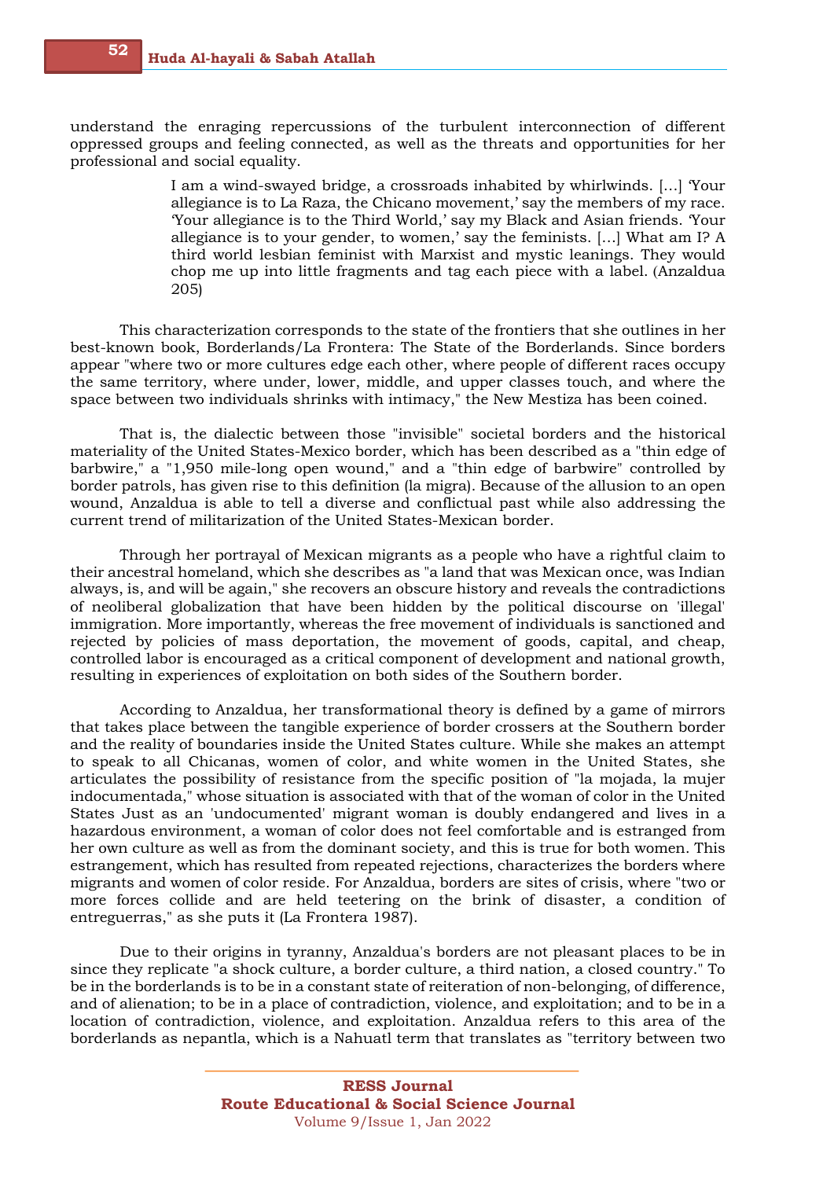understand the enraging repercussions of the turbulent interconnection of different oppressed groups and feeling connected, as well as the threats and opportunities for her professional and social equality.

> I am a wind-swayed bridge, a crossroads inhabited by whirlwinds. […] 'Your allegiance is to La Raza, the Chicano movement,' say the members of my race. 'Your allegiance is to the Third World,' say my Black and Asian friends. 'Your allegiance is to your gender, to women,' say the feminists. […] What am I? A third world lesbian feminist with Marxist and mystic leanings. They would chop me up into little fragments and tag each piece with a label. (Anzaldua 205)

This characterization corresponds to the state of the frontiers that she outlines in her best-known book, Borderlands/La Frontera: The State of the Borderlands. Since borders appear "where two or more cultures edge each other, where people of different races occupy the same territory, where under, lower, middle, and upper classes touch, and where the space between two individuals shrinks with intimacy," the New Mestiza has been coined.

That is, the dialectic between those "invisible" societal borders and the historical materiality of the United States-Mexico border, which has been described as a "thin edge of barbwire," a "1,950 mile-long open wound," and a "thin edge of barbwire" controlled by border patrols, has given rise to this definition (la migra). Because of the allusion to an open wound, Anzaldua is able to tell a diverse and conflictual past while also addressing the current trend of militarization of the United States-Mexican border.

Through her portrayal of Mexican migrants as a people who have a rightful claim to their ancestral homeland, which she describes as "a land that was Mexican once, was Indian always, is, and will be again," she recovers an obscure history and reveals the contradictions of neoliberal globalization that have been hidden by the political discourse on 'illegal' immigration. More importantly, whereas the free movement of individuals is sanctioned and rejected by policies of mass deportation, the movement of goods, capital, and cheap, controlled labor is encouraged as a critical component of development and national growth, resulting in experiences of exploitation on both sides of the Southern border.

According to Anzaldua, her transformational theory is defined by a game of mirrors that takes place between the tangible experience of border crossers at the Southern border and the reality of boundaries inside the United States culture. While she makes an attempt to speak to all Chicanas, women of color, and white women in the United States, she articulates the possibility of resistance from the specific position of "la mojada, la mujer indocumentada," whose situation is associated with that of the woman of color in the United States Just as an 'undocumented' migrant woman is doubly endangered and lives in a hazardous environment, a woman of color does not feel comfortable and is estranged from her own culture as well as from the dominant society, and this is true for both women. This estrangement, which has resulted from repeated rejections, characterizes the borders where migrants and women of color reside. For Anzaldua, borders are sites of crisis, where "two or more forces collide and are held teetering on the brink of disaster, a condition of entreguerras," as she puts it (La Frontera 1987).

Due to their origins in tyranny, Anzaldua's borders are not pleasant places to be in since they replicate "a shock culture, a border culture, a third nation, a closed country." To be in the borderlands is to be in a constant state of reiteration of non-belonging, of difference, and of alienation; to be in a place of contradiction, violence, and exploitation; and to be in a location of contradiction, violence, and exploitation. Anzaldua refers to this area of the borderlands as nepantla, which is a Nahuatl term that translates as "territory between two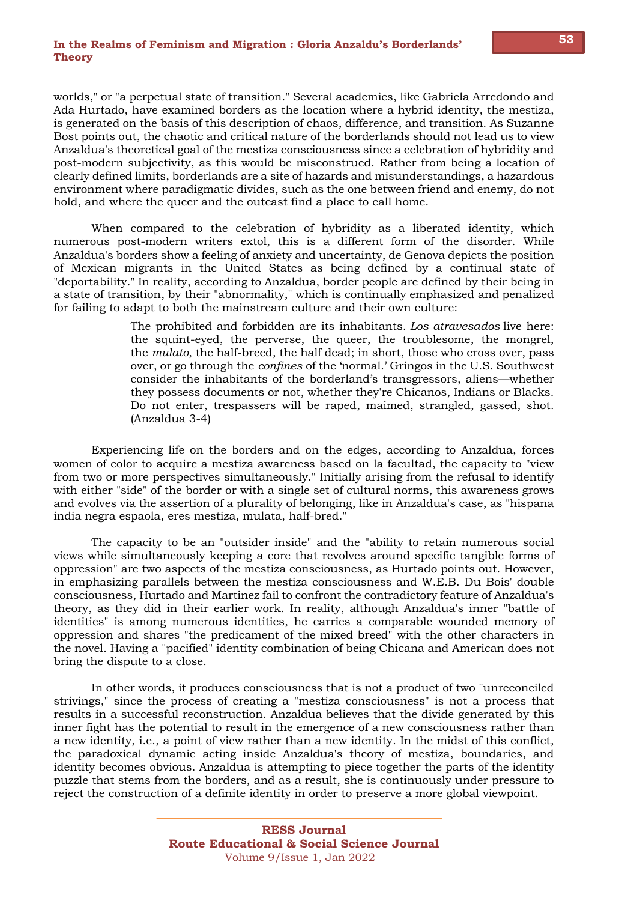worlds," or "a perpetual state of transition." Several academics, like Gabriela Arredondo and Ada Hurtado, have examined borders as the location where a hybrid identity, the mestiza, is generated on the basis of this description of chaos, difference, and transition. As Suzanne Bost points out, the chaotic and critical nature of the borderlands should not lead us to view Anzaldua's theoretical goal of the mestiza consciousness since a celebration of hybridity and post-modern subjectivity, as this would be misconstrued. Rather from being a location of clearly defined limits, borderlands are a site of hazards and misunderstandings, a hazardous environment where paradigmatic divides, such as the one between friend and enemy, do not hold, and where the queer and the outcast find a place to call home.

When compared to the celebration of hybridity as a liberated identity, which numerous post-modern writers extol, this is a different form of the disorder. While Anzaldua's borders show a feeling of anxiety and uncertainty, de Genova depicts the position of Mexican migrants in the United States as being defined by a continual state of "deportability." In reality, according to Anzaldua, border people are defined by their being in a state of transition, by their "abnormality," which is continually emphasized and penalized for failing to adapt to both the mainstream culture and their own culture:

> The prohibited and forbidden are its inhabitants. *Los atravesados* live here: the squint-eyed, the perverse, the queer, the troublesome, the mongrel, the *mulato*, the half-breed, the half dead; in short, those who cross over, pass over, or go through the *confines* of the 'normal.' Gringos in the U.S. Southwest consider the inhabitants of the borderland's transgressors, aliens—whether they possess documents or not, whether they're Chicanos, Indians or Blacks. Do not enter, trespassers will be raped, maimed, strangled, gassed, shot. (Anzaldua 3-4)

Experiencing life on the borders and on the edges, according to Anzaldua, forces women of color to acquire a mestiza awareness based on la facultad, the capacity to "view from two or more perspectives simultaneously." Initially arising from the refusal to identify with either "side" of the border or with a single set of cultural norms, this awareness grows and evolves via the assertion of a plurality of belonging, like in Anzaldua's case, as "hispana india negra espaola, eres mestiza, mulata, half-bred."

The capacity to be an "outsider inside" and the "ability to retain numerous social views while simultaneously keeping a core that revolves around specific tangible forms of oppression" are two aspects of the mestiza consciousness, as Hurtado points out. However, in emphasizing parallels between the mestiza consciousness and W.E.B. Du Bois' double consciousness, Hurtado and Martinez fail to confront the contradictory feature of Anzaldua's theory, as they did in their earlier work. In reality, although Anzaldua's inner "battle of identities" is among numerous identities, he carries a comparable wounded memory of oppression and shares "the predicament of the mixed breed" with the other characters in the novel. Having a "pacified" identity combination of being Chicana and American does not bring the dispute to a close.

In other words, it produces consciousness that is not a product of two "unreconciled strivings," since the process of creating a "mestiza consciousness" is not a process that results in a successful reconstruction. Anzaldua believes that the divide generated by this inner fight has the potential to result in the emergence of a new consciousness rather than a new identity, i.e., a point of view rather than a new identity. In the midst of this conflict, the paradoxical dynamic acting inside Anzaldua's theory of mestiza, boundaries, and identity becomes obvious. Anzaldua is attempting to piece together the parts of the identity puzzle that stems from the borders, and as a result, she is continuously under pressure to reject the construction of a definite identity in order to preserve a more global viewpoint.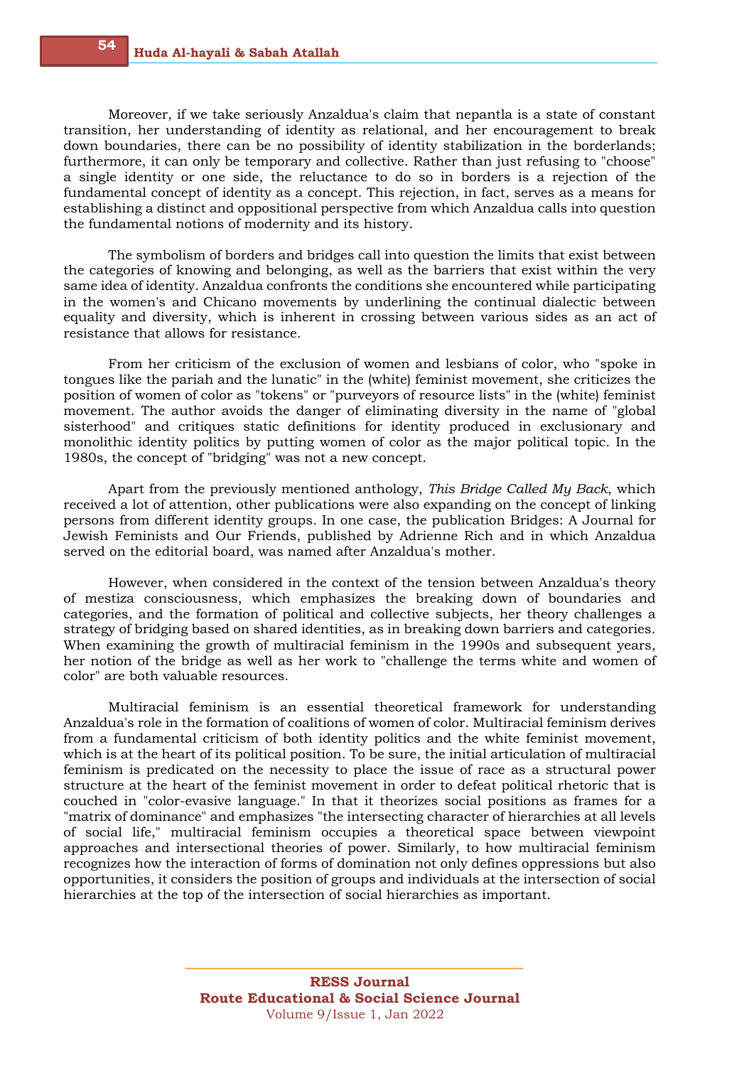Moreover, if we take seriously Anzaldua's claim that nepantla is a state of constant transition, her understanding of identity as relational, and her encouragement to break down boundaries, there can be no possibility of identity stabilization in the borderlands; furthermore, it can only be temporary and collective. Rather than just refusing to "choose" a single identity or one side, the reluctance to do so in borders is a rejection of the fundamental concept of identity as a concept. This rejection, in fact, serves as a means for establishing a distinct and oppositional perspective from which Anzaldua calls into question the fundamental notions of modernity and its history.

The symbolism of borders and bridges call into question the limits that exist between the categories of knowing and belonging, as well as the barriers that exist within the very same idea of identity. Anzaldua confronts the conditions she encountered while participating in the women's and Chicano movements by underlining the continual dialectic between equality and diversity, which is inherent in crossing between various sides as an act of resistance that allows for resistance.

From her criticism of the exclusion of women and lesbians of color, who "spoke in tongues like the pariah and the lunatic" in the (white) feminist movement, she criticizes the position of women of color as "tokens" or "purveyors of resource lists" in the (white) feminist movement. The author avoids the danger of eliminating diversity in the name of "global sisterhood" and critiques static definitions for identity produced in exclusionary and monolithic identity politics by putting women of color as the major political topic. In the 1980s, the concept of "bridging" was not a new concept.

Apart from the previously mentioned anthology, *This Bridge Called My Back*, which received a lot of attention, other publications were also expanding on the concept of linking persons from different identity groups. In one case, the publication Bridges: A Journal for Jewish Feminists and Our Friends, published by Adrienne Rich and in which Anzaldua served on the editorial board, was named after Anzaldua's mother.

However, when considered in the context of the tension between Anzaldua's theory of mestiza consciousness, which emphasizes the breaking down of boundaries and categories, and the formation of political and collective subjects, her theory challenges a strategy of bridging based on shared identities, as in breaking down barriers and categories. When examining the growth of multiracial feminism in the 1990s and subsequent years, her notion of the bridge as well as her work to "challenge the terms white and women of color" are both valuable resources.

Multiracial feminism is an essential theoretical framework for understanding Anzaldua's role in the formation of coalitions of women of color. Multiracial feminism derives from a fundamental criticism of both identity politics and the white feminist movement, which is at the heart of its political position. To be sure, the initial articulation of multiracial feminism is predicated on the necessity to place the issue of race as a structural power structure at the heart of the feminist movement in order to defeat political rhetoric that is couched in "color-evasive language." In that it theorizes social positions as frames for a "matrix of dominance" and emphasizes "the intersecting character of hierarchies at all levels of social life," multiracial feminism occupies a theoretical space between viewpoint approaches and intersectional theories of power. Similarly, to how multiracial feminism recognizes how the interaction of forms of domination not only defines oppressions but also opportunities, it considers the position of groups and individuals at the intersection of social hierarchies at the top of the intersection of social hierarchies as important.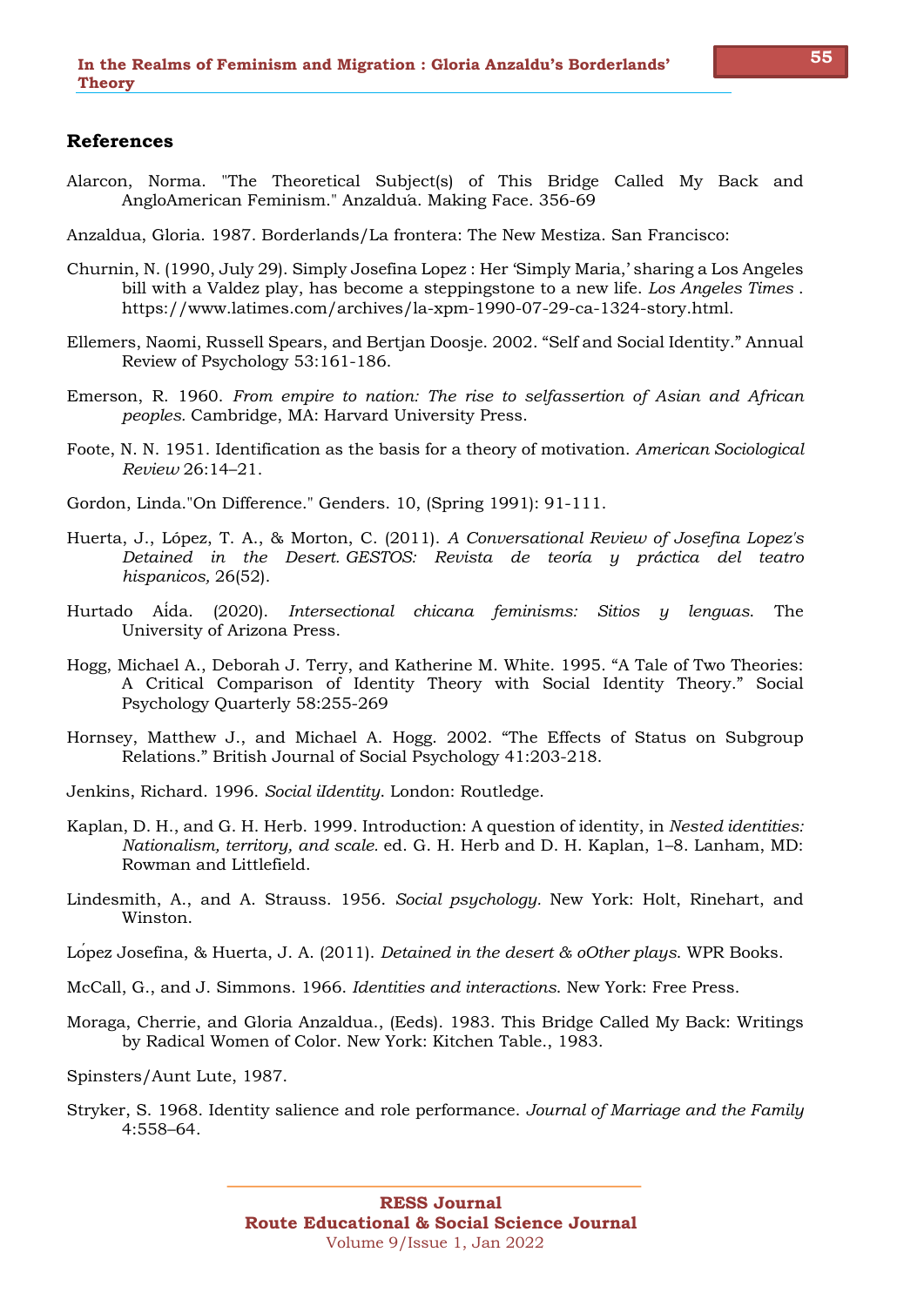## References

Alarcon, Norma. "The Theoretical Subject(s) of This Bridge Called My Back and AngloAmerican Feminism." Anzaldúa. Making Face. 356-69

Anzaldua, Gloria. 1987. Borderlands/La frontera: The New Mestiza. San Francisco:

Churnin, N. (1990, July 29). Simply Josefina Lopez : Her 'Simply Maria,' sharing a Los Angeles bill with a Valdez play, has become a steppingstone to a new life. *Los Angeles Times* . https://www.latimes.com/archives/la-xpm-1990-07-29-ca-1324-story.html.

Ellemers, Naomi, Russell Spears, and Bertjan Doosje. 2002. "Self and Social Identity." Annual Review of Psychology 53:161-186.

Emerson, R. 1960. *From empire to nation: The rise to selfassertion of Asian and African peoples.* Cambridge, MA: Harvard University Press.

Foote, N. N. 1951. Identification as the basis for a theory of motivation. *American Sociological Review* 26:14–21.

Gordon, Linda."On Difference." Genders. 10, (Spring 1991): 91-111.

Huerta, J., López, T. A., & Morton, C. (2011). *A Conversational Review of Josefina Lopez's Detained in the Desert. GESTOS: Revista de teoría y práctica del teatro hispanicos,* 26(52).

Hurtado Aída. (2020). *Intersectional chicana feminisms: Sitios y lenguas*. The University of Arizona Press.

Hogg, Michael A., Deborah J. Terry, and Katherine M. White. 1995. "A Tale of Two Theories: A Critical Comparison of Identity Theory with Social Identity Theory." Social Psychology Quarterly 58:255-269

Hornsey, Matthew J., and Michael A. Hogg. 2002. "The Effects of Status on Subgroup Relations." British Journal of Social Psychology 41:203-218.

Jenkins, Richard. 1996. *Social iIdentity*. London: Routledge.

Kaplan, D. H., and G. H. Herb. 1999. Introduction: A question of identity, in *Nested identities: Nationalism, territory, and scale.* ed. G. H. Herb and D. H. Kaplan, 1–8. Lanham, MD: Rowman and Littlefield.

Lindesmith, A., and A. Strauss. 1956. *Social psychology.* New York: Holt, Rinehart, and Winston.

López Josefina, & Huerta, J. A. (2011). *Detained in the desert & oOther plays*. WPR Books.

McCall, G., and J. Simmons. 1966. *Identities and interactions*. New York: Free Press.

Moraga, Cherrie, and Gloria Anzaldua., (Eeds). 1983. This Bridge Called My Back: Writings by Radical Women of Color. New York: Kitchen Table., 1983.

Spinsters/Aunt Lute, 1987.

Stryker, S. 1968. Identity salience and role performance. *Journal of Marriage and the Family* 4:558–64.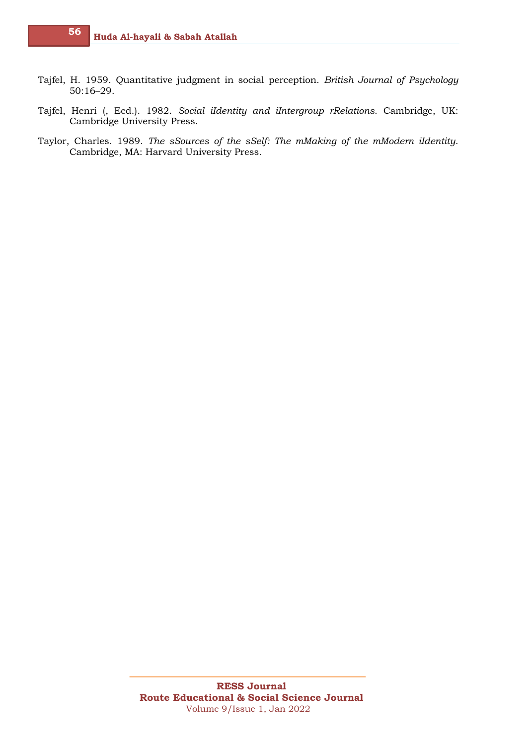Tajfel, H. 1959. Quantitative judgment in social perception. *British Journal of Psychology* 50:16–29.

Tajfel, Henri (, Eed.). 1982. *Social iIdentity and iIntergroup rRelations*. Cambridge, UK: Cambridge University Press.

Taylor, Charles. 1989. *The sSources of the sSelf: The mMaking of the mModern iIdentity*. Cambridge, MA: Harvard University Press.